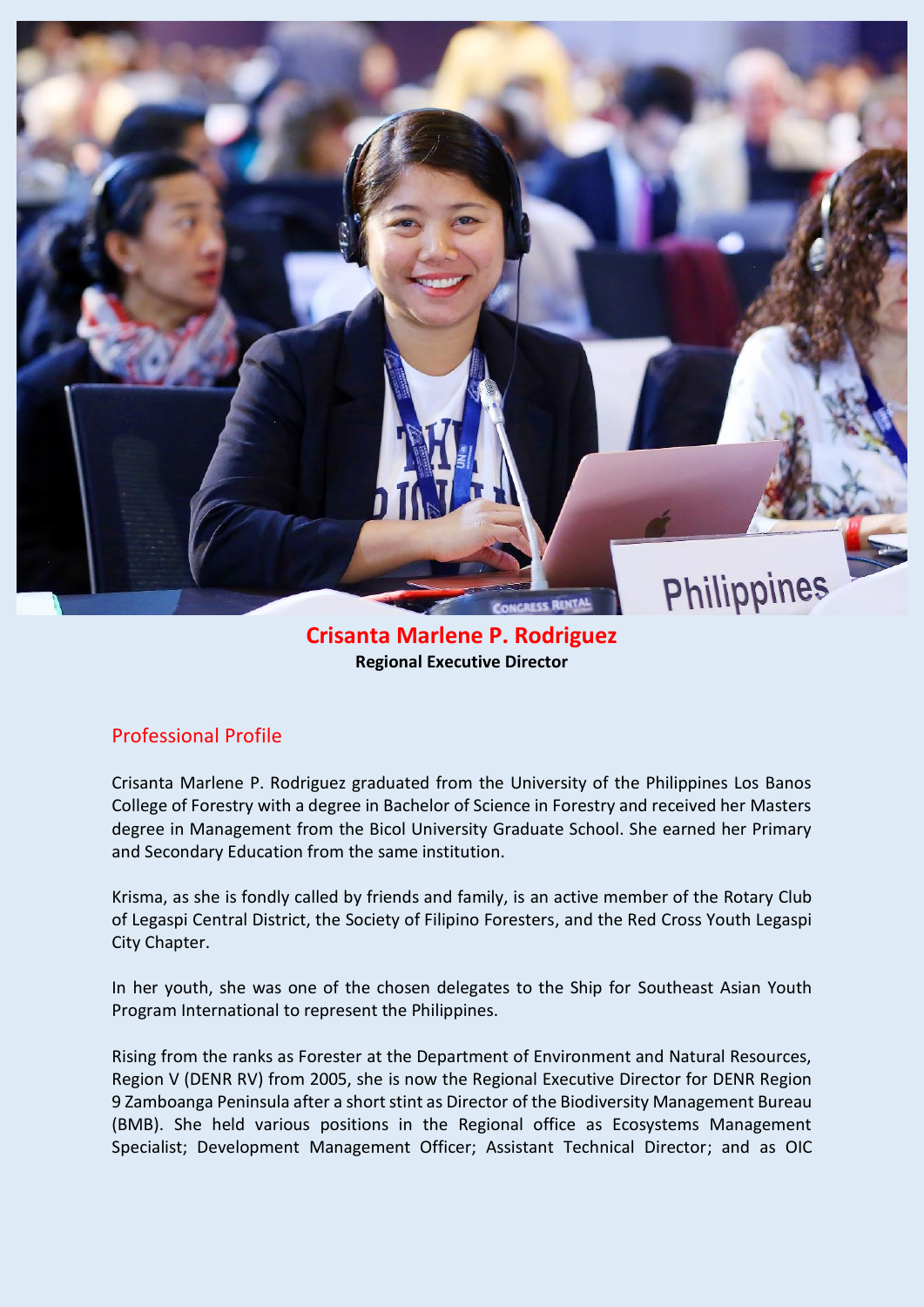**Crisanta Marlene P. Rodriguez**
**Regional Executive Director**

## Professional Profile

Crisanta Marlene P. Rodriguez graduated from the University of the Philippines Los Banos College of Forestry with a degree in Bachelor of Science in Forestry and received her Masters degree in Management from the Bicol University Graduate School. She earned her Primary and Secondary Education from the same institution.

Krisma, as she is fondly called by friends and family, is an active member of the Rotary Club of Legaspi Central District, the Society of Filipino Foresters, and the Red Cross Youth Legaspi City Chapter.

In her youth, she was one of the chosen delegates to the Ship for Southeast Asian Youth Program International to represent the Philippines.

Rising from the ranks as Forester at the Department of Environment and Natural Resources, Region V (DENR RV) from 2005, she is now the Regional Executive Director for DENR Region 9 Zamboanga Peninsula after a short stint as Director of the Biodiversity Management Bureau (BMB). She held various positions in the Regional office as Ecosystems Management Specialist; Development Management Officer; Assistant Technical Director; and as OIC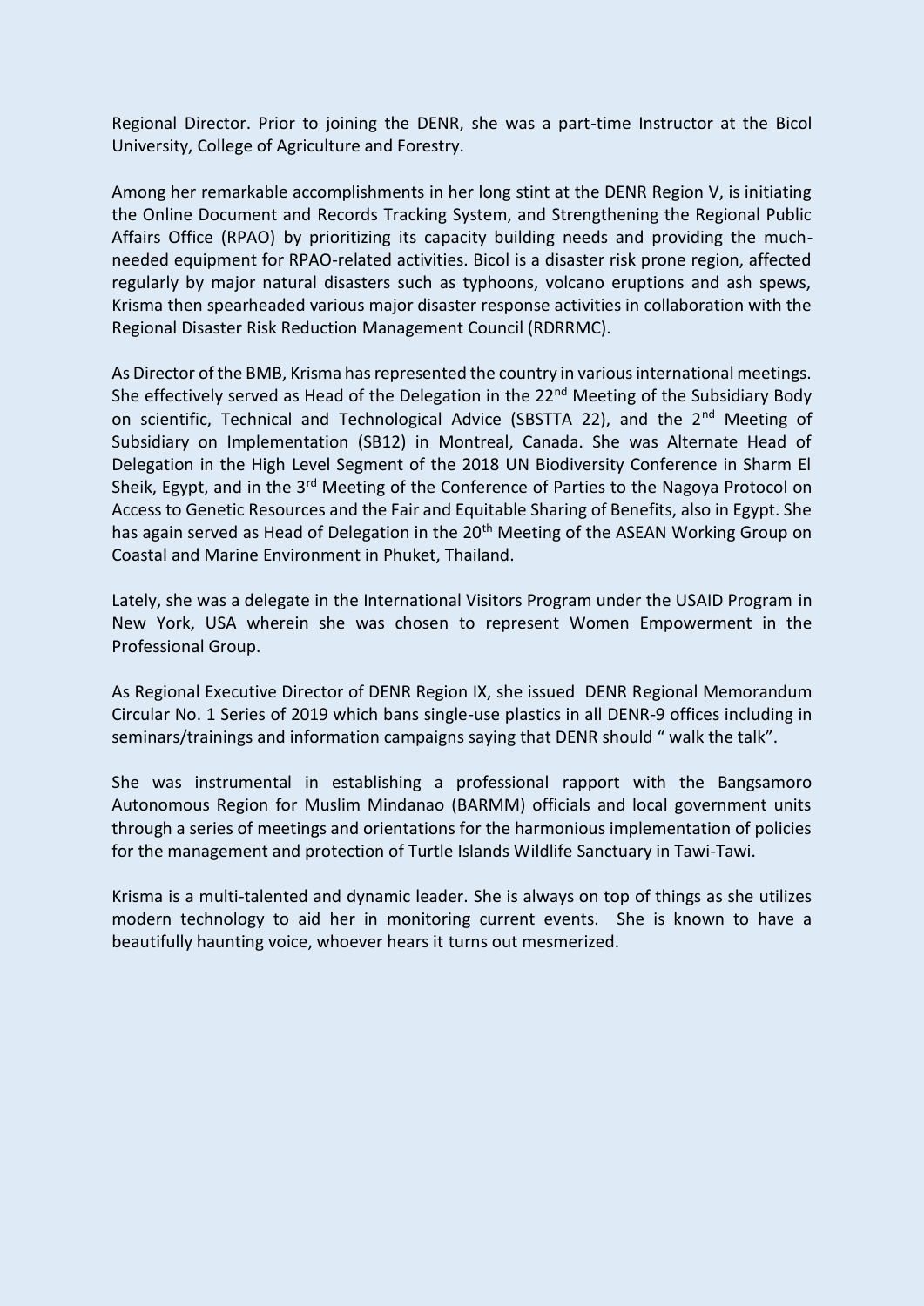Regional Director. Prior to joining the DENR, she was a part-time Instructor at the Bicol University, College of Agriculture and Forestry.

Among her remarkable accomplishments in her long stint at the DENR Region V, is initiating the Online Document and Records Tracking System, and Strengthening the Regional Public Affairs Office (RPAO) by prioritizing its capacity building needs and providing the much-needed equipment for RPAO-related activities. Bicol is a disaster risk prone region, affected regularly by major natural disasters such as typhoons, volcano eruptions and ash spews, Krisma then spearheaded various major disaster response activities in collaboration with the Regional Disaster Risk Reduction Management Council (RDRRMC).

As Director of the BMB, Krisma has represented the country in various international meetings. She effectively served as Head of the Delegation in the 22nd Meeting of the Subsidiary Body on scientific, Technical and Technological Advice (SBSTTA 22), and the 2nd Meeting of Subsidiary on Implementation (SB12) in Montreal, Canada. She was Alternate Head of Delegation in the High Level Segment of the 2018 UN Biodiversity Conference in Sharm El Sheik, Egypt, and in the 3rd Meeting of the Conference of Parties to the Nagoya Protocol on Access to Genetic Resources and the Fair and Equitable Sharing of Benefits, also in Egypt. She has again served as Head of Delegation in the 20th Meeting of the ASEAN Working Group on Coastal and Marine Environment in Phuket, Thailand.

Lately, she was a delegate in the International Visitors Program under the USAID Program in New York, USA wherein she was chosen to represent Women Empowerment in the Professional Group.

As Regional Executive Director of DENR Region IX, she issued DENR Regional Memorandum Circular No. 1 Series of 2019 which bans single-use plastics in all DENR-9 offices including in seminars/trainings and information campaigns saying that DENR should " walk the talk".

She was instrumental in establishing a professional rapport with the Bangsamoro Autonomous Region for Muslim Mindanao (BARMM) officials and local government units through a series of meetings and orientations for the harmonious implementation of policies for the management and protection of Turtle Islands Wildlife Sanctuary in Tawi-Tawi.

Krisma is a multi-talented and dynamic leader. She is always on top of things as she utilizes modern technology to aid her in monitoring current events. She is known to have a beautifully haunting voice, whoever hears it turns out mesmerized.